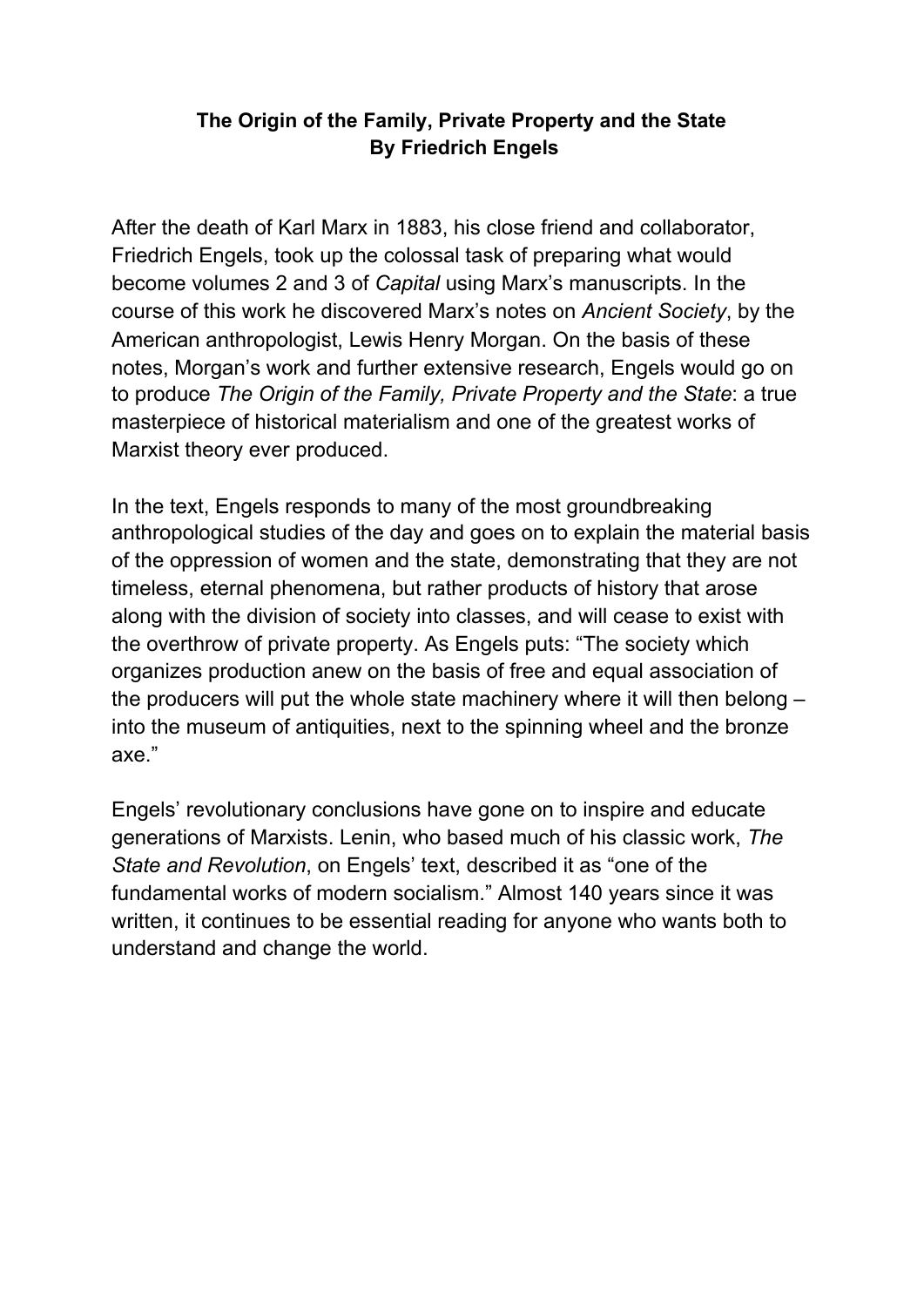# The Origin of the Family, Private Property and the State
## By Friedrich Engels

After the death of Karl Marx in 1883, his close friend and collaborator, Friedrich Engels, took up the colossal task of preparing what would become volumes 2 and 3 of *Capital* using Marx's manuscripts. In the course of this work he discovered Marx's notes on *Ancient Society*, by the American anthropologist, Lewis Henry Morgan. On the basis of these notes, Morgan's work and further extensive research, Engels would go on to produce *The Origin of the Family, Private Property and the State*: a true masterpiece of historical materialism and one of the greatest works of Marxist theory ever produced.

In the text, Engels responds to many of the most groundbreaking anthropological studies of the day and goes on to explain the material basis of the oppression of women and the state, demonstrating that they are not timeless, eternal phenomena, but rather products of history that arose along with the division of society into classes, and will cease to exist with the overthrow of private property. As Engels puts: "The society which organizes production anew on the basis of free and equal association of the producers will put the whole state machinery where it will then belong – into the museum of antiquities, next to the spinning wheel and the bronze axe."

Engels' revolutionary conclusions have gone on to inspire and educate generations of Marxists. Lenin, who based much of his classic work, *The State and Revolution*, on Engels' text, described it as "one of the fundamental works of modern socialism." Almost 140 years since it was written, it continues to be essential reading for anyone who wants both to understand and change the world.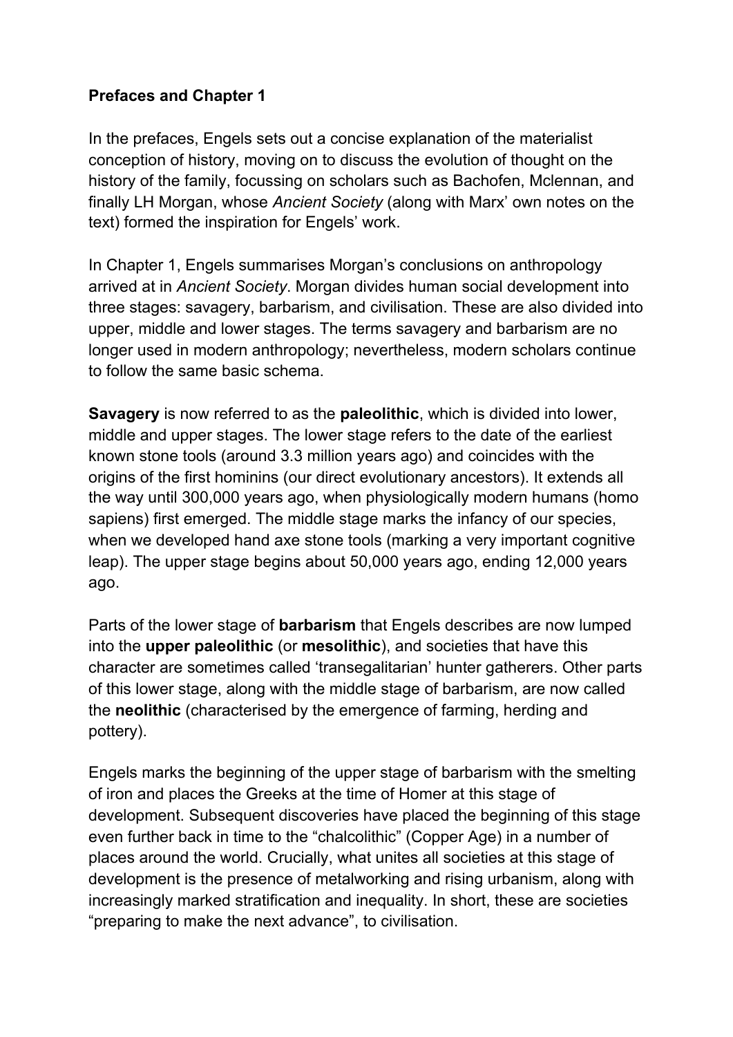**Prefaces and Chapter 1**

In the prefaces, Engels sets out a concise explanation of the materialist conception of history, moving on to discuss the evolution of thought on the history of the family, focussing on scholars such as Bachofen, Mclennan, and finally LH Morgan, whose *Ancient Society* (along with Marx' own notes on the text) formed the inspiration for Engels' work.

In Chapter 1, Engels summarises Morgan's conclusions on anthropology arrived at in *Ancient Society*. Morgan divides human social development into three stages: savagery, barbarism, and civilisation. These are also divided into upper, middle and lower stages. The terms savagery and barbarism are no longer used in modern anthropology; nevertheless, modern scholars continue to follow the same basic schema.

**Savagery** is now referred to as the **paleolithic**, which is divided into lower, middle and upper stages. The lower stage refers to the date of the earliest known stone tools (around 3.3 million years ago) and coincides with the origins of the first hominins (our direct evolutionary ancestors). It extends all the way until 300,000 years ago, when physiologically modern humans (homo sapiens) first emerged. The middle stage marks the infancy of our species, when we developed hand axe stone tools (marking a very important cognitive leap). The upper stage begins about 50,000 years ago, ending 12,000 years ago.

Parts of the lower stage of **barbarism** that Engels describes are now lumped into the **upper paleolithic** (or **mesolithic**), and societies that have this character are sometimes called 'transegalitarian' hunter gatherers. Other parts of this lower stage, along with the middle stage of barbarism, are now called the **neolithic** (characterised by the emergence of farming, herding and pottery).

Engels marks the beginning of the upper stage of barbarism with the smelting of iron and places the Greeks at the time of Homer at this stage of development. Subsequent discoveries have placed the beginning of this stage even further back in time to the "chalcolithic" (Copper Age) in a number of places around the world. Crucially, what unites all societies at this stage of development is the presence of metalworking and rising urbanism, along with increasingly marked stratification and inequality. In short, these are societies "preparing to make the next advance", to civilisation.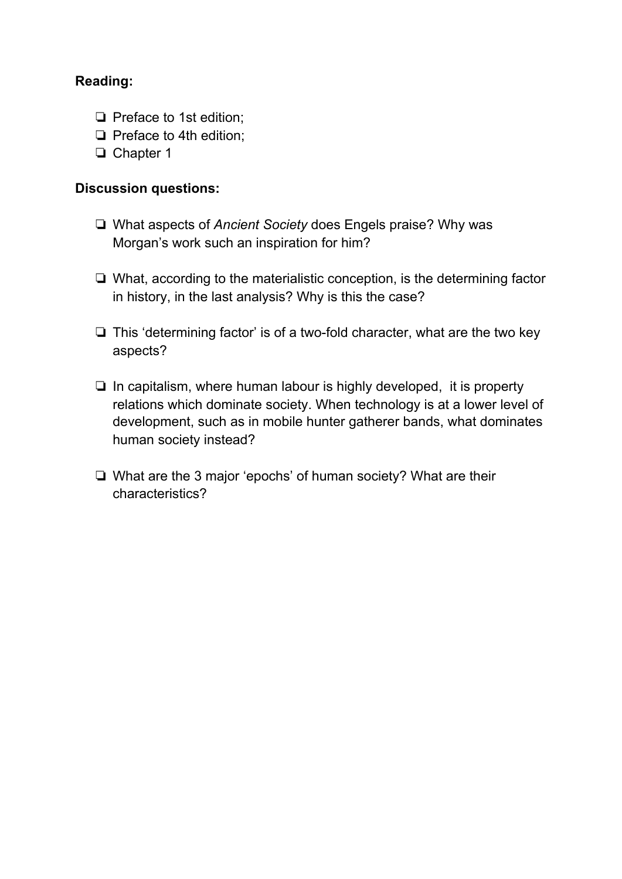**Reading:**

- ❏ Preface to 1st edition;
- ❏ Preface to 4th edition;
- ❏ Chapter 1

**Discussion questions:**

- ❏ What aspects of *Ancient Society* does Engels praise? Why was Morgan's work such an inspiration for him?

- ❏ What, according to the materialistic conception, is the determining factor in history, in the last analysis? Why is this the case?

- ❏ This 'determining factor' is of a two-fold character, what are the two key aspects?

- ❏ In capitalism, where human labour is highly developed, it is property relations which dominate society. When technology is at a lower level of development, such as in mobile hunter gatherer bands, what dominates human society instead?

- ❏ What are the 3 major 'epochs' of human society? What are their characteristics?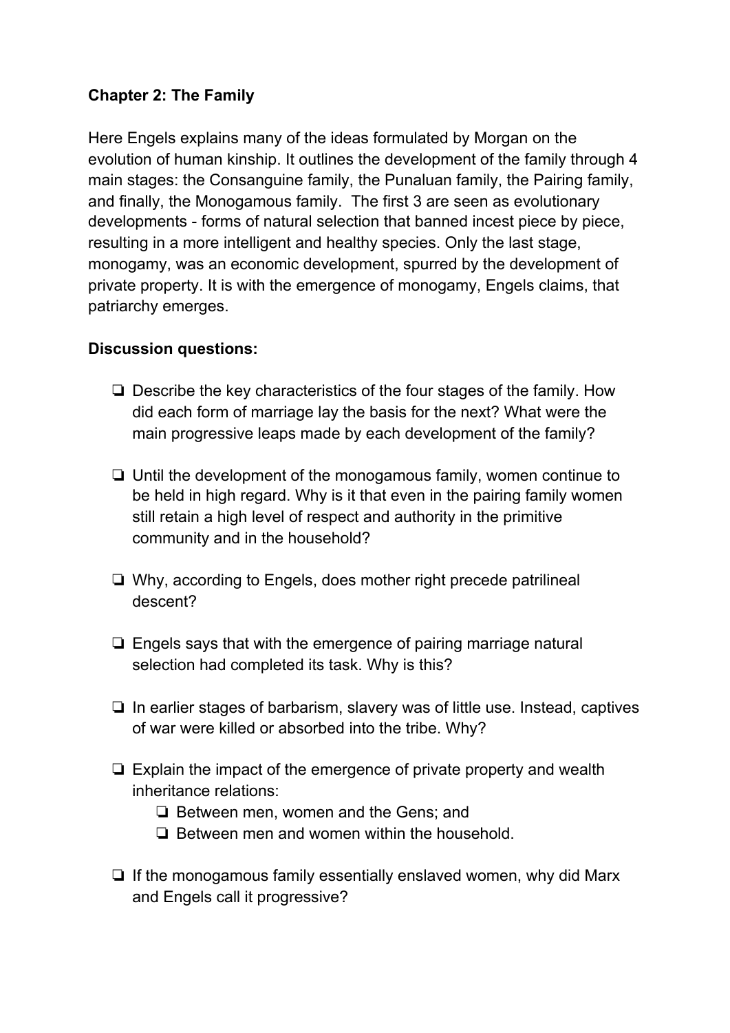**Chapter 2: The Family**

Here Engels explains many of the ideas formulated by Morgan on the evolution of human kinship. It outlines the development of the family through 4 main stages: the Consanguine family, the Punaluan family, the Pairing family, and finally, the Monogamous family.  The first 3 are seen as evolutionary developments - forms of natural selection that banned incest piece by piece, resulting in a more intelligent and healthy species. Only the last stage, monogamy, was an economic development, spurred by the development of private property. It is with the emergence of monogamy, Engels claims, that patriarchy emerges.

**Discussion questions:**

- ❏ Describe the key characteristics of the four stages of the family. How did each form of marriage lay the basis for the next? What were the main progressive leaps made by each development of the family?
- ❏ Until the development of the monogamous family, women continue to be held in high regard. Why is it that even in the pairing family women still retain a high level of respect and authority in the primitive community and in the household?
- ❏ Why, according to Engels, does mother right precede patrilineal descent?
- ❏ Engels says that with the emergence of pairing marriage natural selection had completed its task. Why is this?
- ❏ In earlier stages of barbarism, slavery was of little use. Instead, captives of war were killed or absorbed into the tribe. Why?
- ❏ Explain the impact of the emergence of private property and wealth inheritance relations:
  - ❏ Between men, women and the Gens; and
  - ❏ Between men and women within the household.
- ❏ If the monogamous family essentially enslaved women, why did Marx and Engels call it progressive?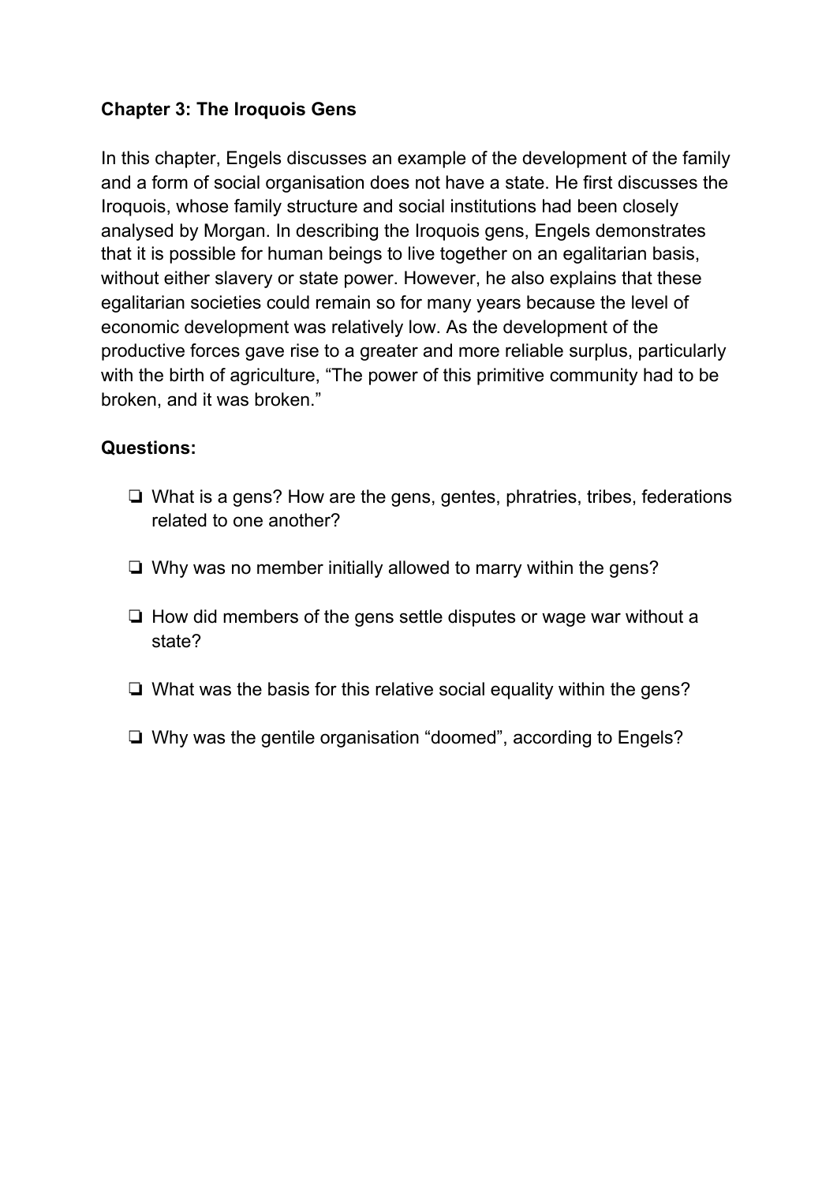**Chapter 3: The Iroquois Gens**

In this chapter, Engels discusses an example of the development of the family and a form of social organisation does not have a state. He first discusses the Iroquois, whose family structure and social institutions had been closely analysed by Morgan. In describing the Iroquois gens, Engels demonstrates that it is possible for human beings to live together on an egalitarian basis, without either slavery or state power. However, he also explains that these egalitarian societies could remain so for many years because the level of economic development was relatively low. As the development of the productive forces gave rise to a greater and more reliable surplus, particularly with the birth of agriculture, "The power of this primitive community had to be broken, and it was broken."

**Questions:**

- ❏ What is a gens? How are the gens, gentes, phratries, tribes, federations related to one another?
- ❏ Why was no member initially allowed to marry within the gens?
- ❏ How did members of the gens settle disputes or wage war without a state?
- ❏ What was the basis for this relative social equality within the gens?
- ❏ Why was the gentile organisation "doomed", according to Engels?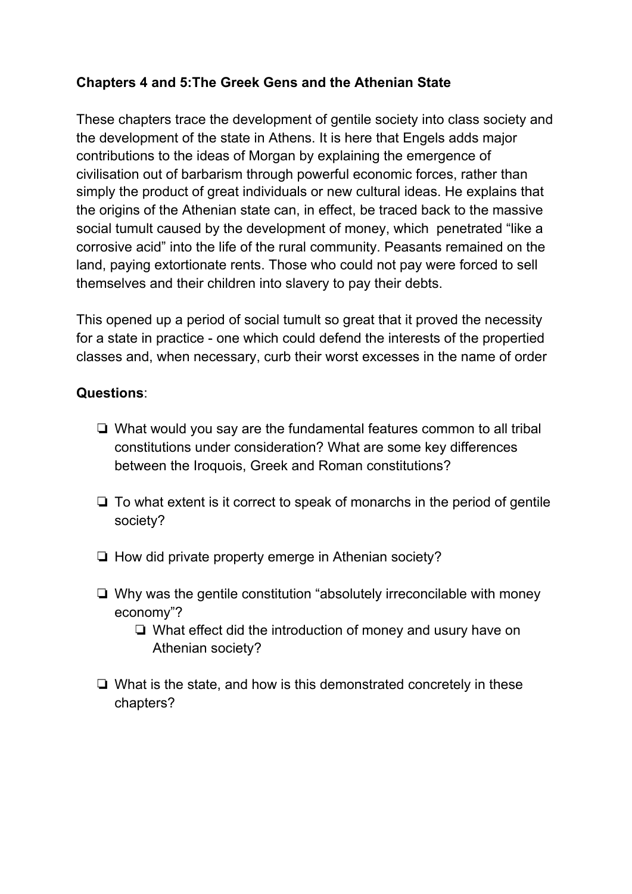**Chapters 4 and 5:The Greek Gens and the Athenian State**

These chapters trace the development of gentile society into class society and the development of the state in Athens. It is here that Engels adds major contributions to the ideas of Morgan by explaining the emergence of civilisation out of barbarism through powerful economic forces, rather than simply the product of great individuals or new cultural ideas. He explains that the origins of the Athenian state can, in effect, be traced back to the massive social tumult caused by the development of money, which penetrated "like a corrosive acid" into the life of the rural community. Peasants remained on the land, paying extortionate rents. Those who could not pay were forced to sell themselves and their children into slavery to pay their debts.

This opened up a period of social tumult so great that it proved the necessity for a state in practice - one which could defend the interests of the propertied classes and, when necessary, curb their worst excesses in the name of order

**Questions**:

- ❏ What would you say are the fundamental features common to all tribal constitutions under consideration? What are some key differences between the Iroquois, Greek and Roman constitutions?
- ❏ To what extent is it correct to speak of monarchs in the period of gentile society?
- ❏ How did private property emerge in Athenian society?
- ❏ Why was the gentile constitution "absolutely irreconcilable with money economy"?
  - ❏ What effect did the introduction of money and usury have on Athenian society?
- ❏ What is the state, and how is this demonstrated concretely in these chapters?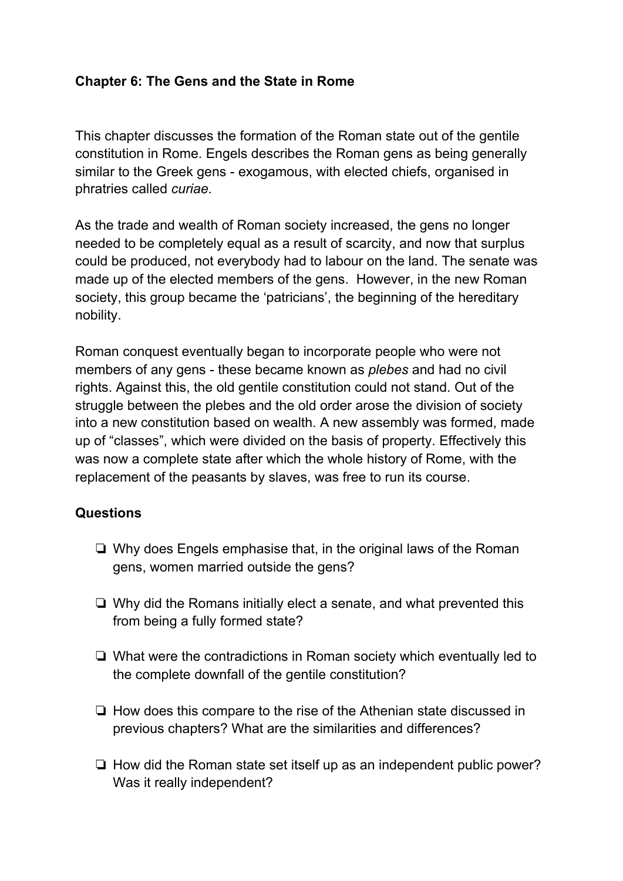**Chapter 6: The Gens and the State in Rome**

This chapter discusses the formation of the Roman state out of the gentile constitution in Rome. Engels describes the Roman gens as being generally similar to the Greek gens - exogamous, with elected chiefs, organised in phratries called *curiae*.

As the trade and wealth of Roman society increased, the gens no longer needed to be completely equal as a result of scarcity, and now that surplus could be produced, not everybody had to labour on the land. The senate was made up of the elected members of the gens. However, in the new Roman society, this group became the 'patricians', the beginning of the hereditary nobility.

Roman conquest eventually began to incorporate people who were not members of any gens - these became known as *plebes* and had no civil rights. Against this, the old gentile constitution could not stand. Out of the struggle between the plebes and the old order arose the division of society into a new constitution based on wealth. A new assembly was formed, made up of "classes", which were divided on the basis of property. Effectively this was now a complete state after which the whole history of Rome, with the replacement of the peasants by slaves, was free to run its course.

**Questions**

- ❏ Why does Engels emphasise that, in the original laws of the Roman gens, women married outside the gens?
- ❏ Why did the Romans initially elect a senate, and what prevented this from being a fully formed state?
- ❏ What were the contradictions in Roman society which eventually led to the complete downfall of the gentile constitution?
- ❏ How does this compare to the rise of the Athenian state discussed in previous chapters? What are the similarities and differences?
- ❏ How did the Roman state set itself up as an independent public power? Was it really independent?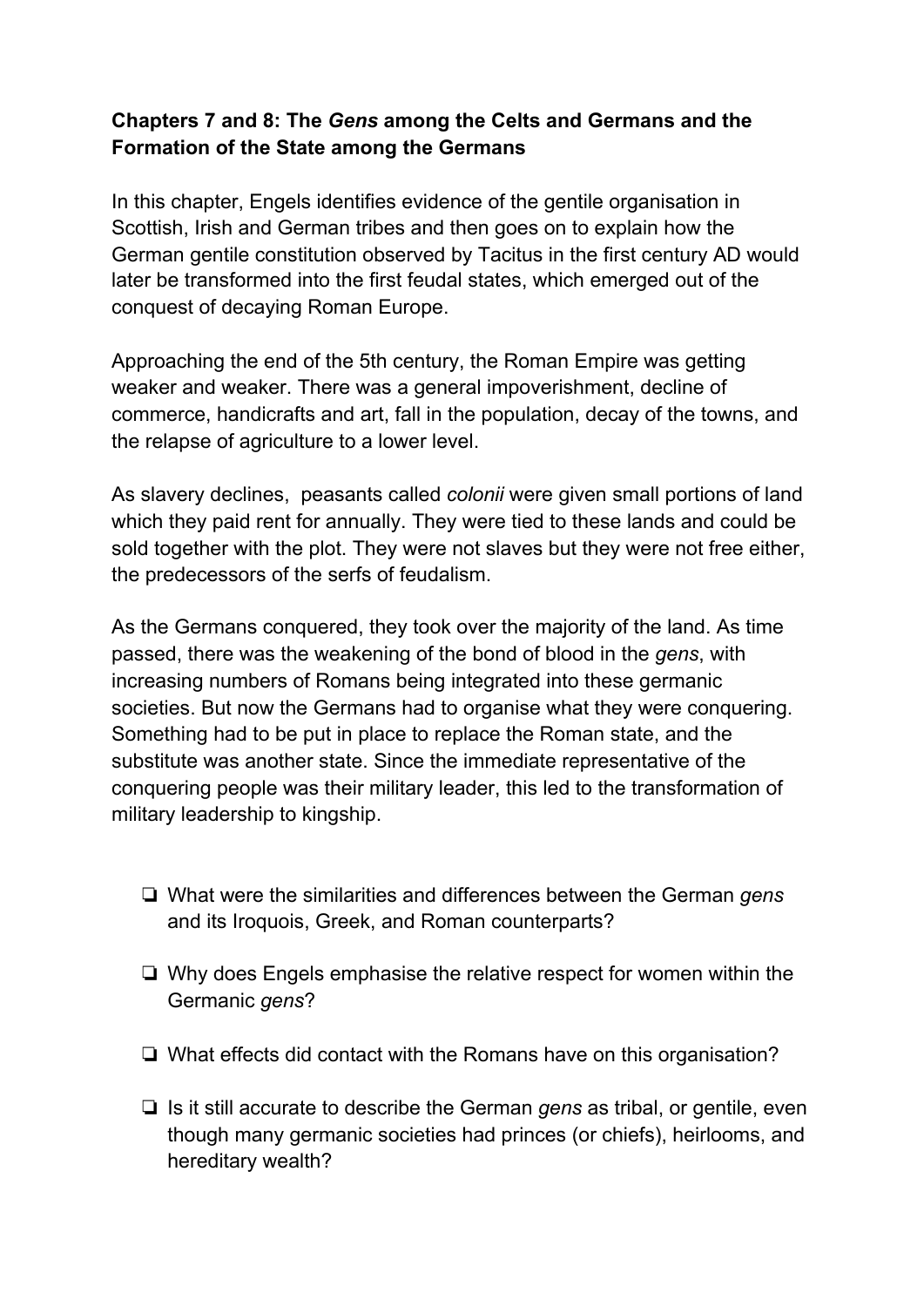**Chapters 7 and 8: The *Gens* among the Celts and Germans and the Formation of the State among the Germans**

In this chapter, Engels identifies evidence of the gentile organisation in Scottish, Irish and German tribes and then goes on to explain how the German gentile constitution observed by Tacitus in the first century AD would later be transformed into the first feudal states, which emerged out of the conquest of decaying Roman Europe.

Approaching the end of the 5th century, the Roman Empire was getting weaker and weaker. There was a general impoverishment, decline of commerce, handicrafts and art, fall in the population, decay of the towns, and the relapse of agriculture to a lower level.

As slavery declines, peasants called *colonii* were given small portions of land which they paid rent for annually. They were tied to these lands and could be sold together with the plot. They were not slaves but they were not free either, the predecessors of the serfs of feudalism.

As the Germans conquered, they took over the majority of the land. As time passed, there was the weakening of the bond of blood in the *gens*, with increasing numbers of Romans being integrated into these germanic societies. But now the Germans had to organise what they were conquering. Something had to be put in place to replace the Roman state, and the substitute was another state. Since the immediate representative of the conquering people was their military leader, this led to the transformation of military leadership to kingship.

- ❏ What were the similarities and differences between the German *gens* and its Iroquois, Greek, and Roman counterparts?
- ❏ Why does Engels emphasise the relative respect for women within the Germanic *gens*?
- ❏ What effects did contact with the Romans have on this organisation?
- ❏ Is it still accurate to describe the German *gens* as tribal, or gentile, even though many germanic societies had princes (or chiefs), heirlooms, and hereditary wealth?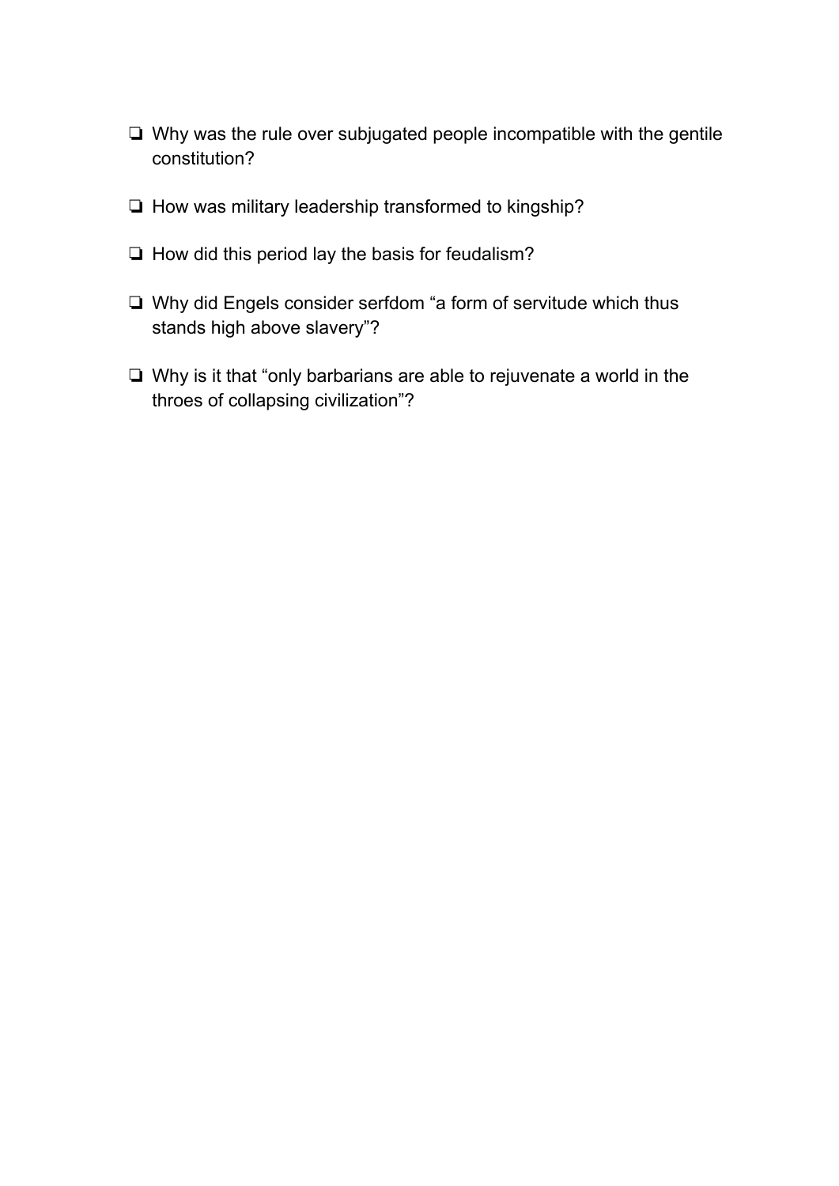- [ ] Why was the rule over subjugated people incompatible with the gentile constitution?
- [ ] How was military leadership transformed to kingship?
- [ ] How did this period lay the basis for feudalism?
- [ ] Why did Engels consider serfdom “a form of servitude which thus stands high above slavery”?
- [ ] Why is it that “only barbarians are able to rejuvenate a world in the throes of collapsing civilization”?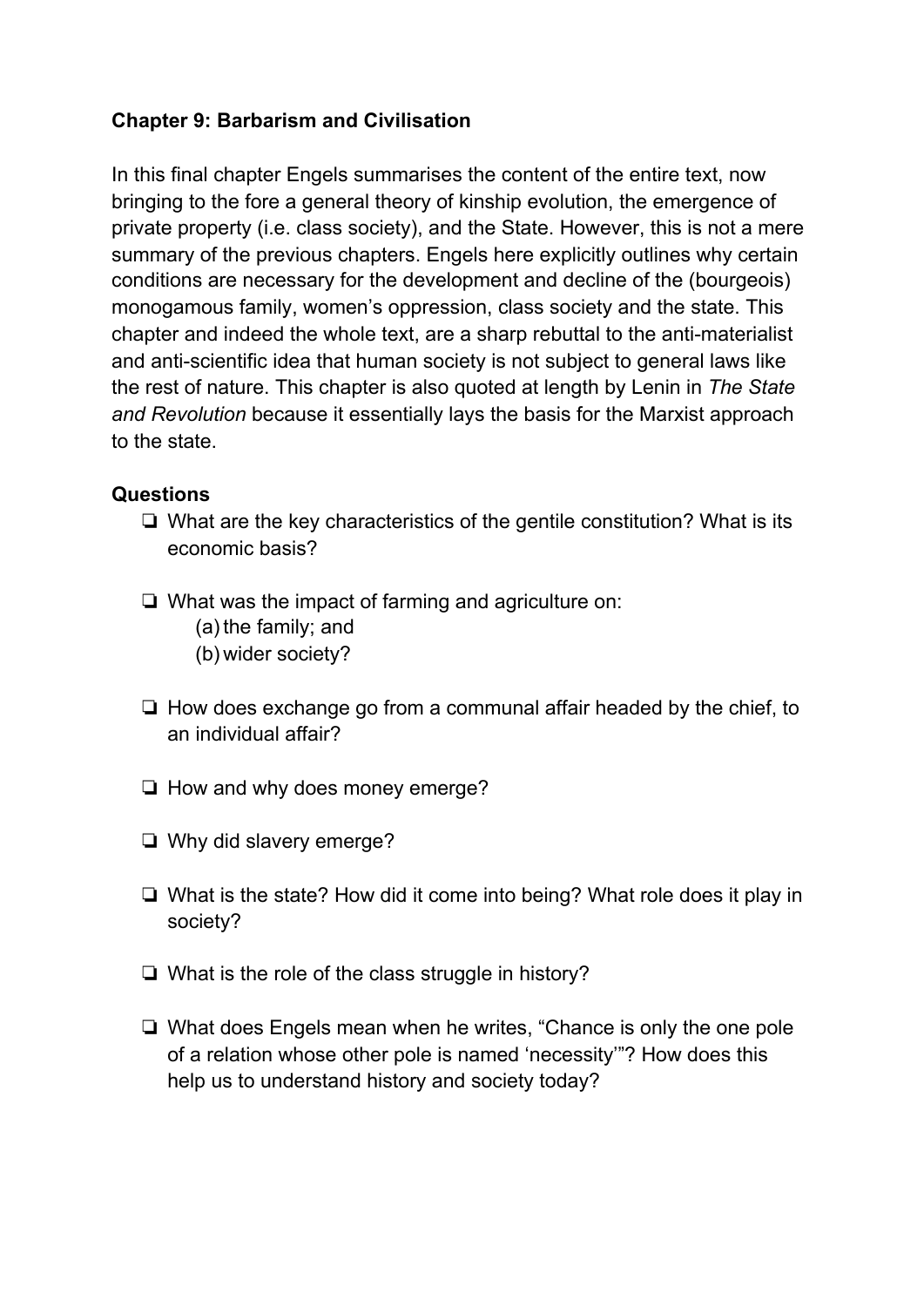**Chapter 9: Barbarism and Civilisation**

In this final chapter Engels summarises the content of the entire text, now bringing to the fore a general theory of kinship evolution, the emergence of private property (i.e. class society), and the State. However, this is not a mere summary of the previous chapters. Engels here explicitly outlines why certain conditions are necessary for the development and decline of the (bourgeois) monogamous family, women's oppression, class society and the state. This chapter and indeed the whole text, are a sharp rebuttal to the anti-materialist and anti-scientific idea that human society is not subject to general laws like the rest of nature. This chapter is also quoted at length by Lenin in *The State and Revolution* because it essentially lays the basis for the Marxist approach to the state.

**Questions**

- ❏ What are the key characteristics of the gentile constitution? What is its economic basis?
- ❏ What was the impact of farming and agriculture on:
  - (a) the family; and
  - (b) wider society?
- ❏ How does exchange go from a communal affair headed by the chief, to an individual affair?
- ❏ How and why does money emerge?
- ❏ Why did slavery emerge?
- ❏ What is the state? How did it come into being? What role does it play in society?
- ❏ What is the role of the class struggle in history?
- ❏ What does Engels mean when he writes, "Chance is only the one pole of a relation whose other pole is named 'necessity'"? How does this help us to understand history and society today?